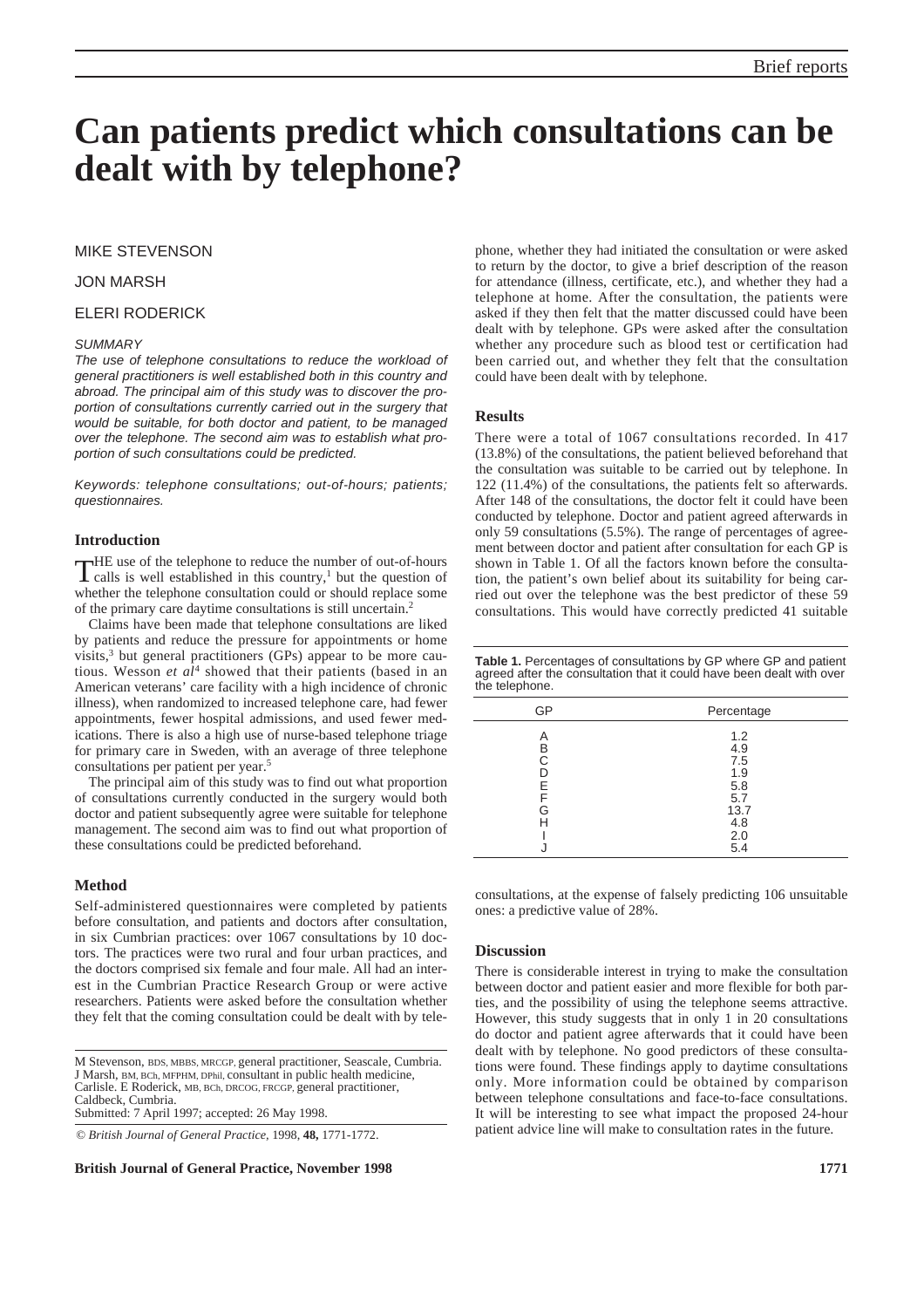# Can patients predict which consultations can be dealt with by telephone?

MIKE STEVENSON

JON MARSH

ELERI RODERICK

*SUMMARY*

*The use of telephone consultations to reduce the workload of general practitioners is well established both in this country and abroad. The principal aim of this study was to discover the proportion of consultations currently carried out in the surgery that would be suitable, for both doctor and patient, to be managed over the telephone. The second aim was to establish what proportion of such consultations could be predicted.*

*Keywords: telephone consultations; out-of-hours; patients; questionnaires.*

## Introduction

THE use of the telephone to reduce the number of out-of-hours calls is well established in this country,[1] but the question of whether the telephone consultation could or should replace some of the primary care daytime consultations is still uncertain.[2]

Claims have been made that telephone consultations are liked by patients and reduce the pressure for appointments or home visits,[3] but general practitioners (GPs) appear to be more cautious. Wesson *et al*[4] showed that their patients (based in an American veterans' care facility with a high incidence of chronic illness), when randomized to increased telephone care, had fewer appointments, fewer hospital admissions, and used fewer medications. There is also a high use of nurse-based telephone triage for primary care in Sweden, with an average of three telephone consultations per patient per year.[5]

The principal aim of this study was to find out what proportion of consultations currently conducted in the surgery would both doctor and patient subsequently agree were suitable for telephone management. The second aim was to find out what proportion of these consultations could be predicted beforehand.

## Method

Self-administered questionnaires were completed by patients before consultation, and patients and doctors after consultation, in six Cumbrian practices: over 1067 consultations by 10 doctors. The practices were two rural and four urban practices, and the doctors comprised six female and four male. All had an interest in the Cumbrian Practice Research Group or were active researchers. Patients were asked before the consultation whether they felt that the coming consultation could be dealt with by telephone, whether they had initiated the consultation or were asked to return by the doctor, to give a brief description of the reason for attendance (illness, certificate, etc.), and whether they had a telephone at home. After the consultation, the patients were asked if they then felt that the matter discussed could have been dealt with by telephone. GPs were asked after the consultation whether any procedure such as blood test or certification had been carried out, and whether they felt that the consultation could have been dealt with by telephone.

M Stevenson, BDS, MBBS, MRCGP, general practitioner, Seascale, Cumbria. J Marsh, BM, BCh, MFPHM, DPhil, consultant in public health medicine, Carlisle. E Roderick, MB, BCh, DRCOG, FRCGP, general practitioner, Caldbeck, Cumbria.
Submitted: 7 April 1997; accepted: 26 May 1998.

© *British Journal of General Practice*, 1998, **48,** 1771-1772.

## Results

There were a total of 1067 consultations recorded. In 417 (13.8%) of the consultations, the patient believed beforehand that the consultation was suitable to be carried out by telephone. In 122 (11.4%) of the consultations, the patients felt so afterwards. After 148 of the consultations, the doctor felt it could have been conducted by telephone. Doctor and patient agreed afterwards in only 59 consultations (5.5%). The range of percentages of agreement between doctor and patient after consultation for each GP is shown in Table 1. Of all the factors known before the consultation, the patient's own belief about its suitability for being carried out over the telephone was the best predictor of these 59 consultations. This would have correctly predicted 41 suitable consultations, at the expense of falsely predicting 106 unsuitable ones: a predictive value of 28%.

**Table 1.** Percentages of consultations by GP where GP and patient agreed after the consultation that it could have been dealt with over the telephone.

| GP | Percentage |
|---|---|
| A | 1.2 |
| B | 4.9 |
| C | 7.5 |
| D | 1.9 |
| E | 5.8 |
| F | 5.7 |
| G | 13.7 |
| H | 4.8 |
| I | 2.0 |
| J | 5.4 |

## Discussion

There is considerable interest in trying to make the consultation between doctor and patient easier and more flexible for both parties, and the possibility of using the telephone seems attractive. However, this study suggests that in only 1 in 20 consultations do doctor and patient agree afterwards that it could have been dealt with by telephone. No good predictors of these consultations were found. These findings apply to daytime consultations only. More information could be obtained by comparison between telephone consultations and face-to-face consultations. It will be interesting to see what impact the proposed 24-hour patient advice line will make to consultation rates in the future.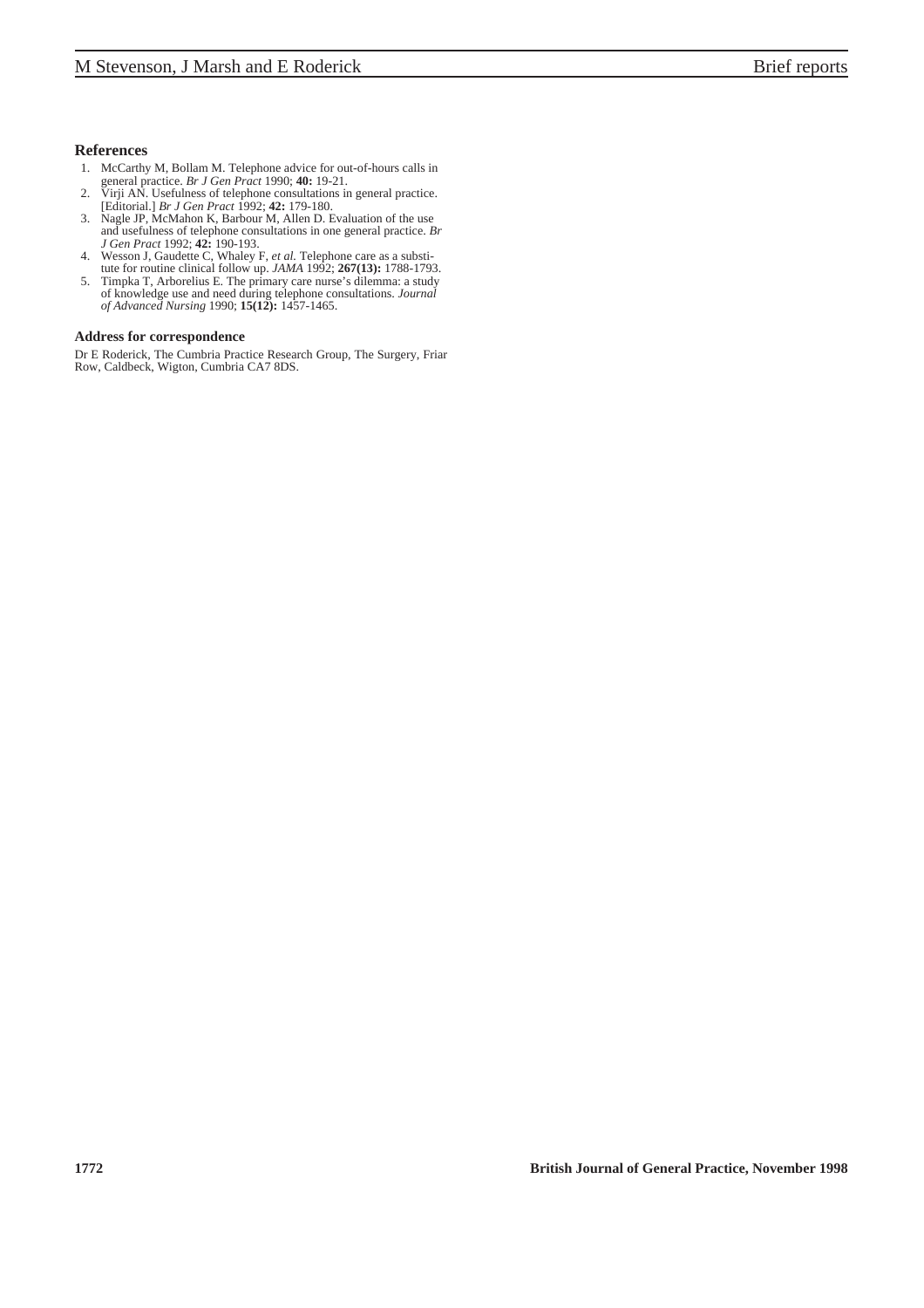## References

1. McCarthy M, Bollam M. Telephone advice for out-of-hours calls in general practice. *Br J Gen Pract* 1990; **40:** 19-21.
2. Virji AN. Usefulness of telephone consultations in general practice. [Editorial.] *Br J Gen Pract* 1992; **42:** 179-180.
3. Nagle JP, McMahon K, Barbour M, Allen D. Evaluation of the use and usefulness of telephone consultations in one general practice. *Br J Gen Pract* 1992; **42:** 190-193.
4. Wesson J, Gaudette C, Whaley F, *et al.* Telephone care as a substitute for routine clinical follow up. *JAMA* 1992; **267(13):** 1788-1793.
5. Timpka T, Arborelius E. The primary care nurse's dilemma: a study of knowledge use and need during telephone consultations. *Journal of Advanced Nursing* 1990; **15(12):** 1457-1465.

### Address for correspondence

Dr E Roderick, The Cumbria Practice Research Group, The Surgery, Friar Row, Caldbeck, Wigton, Cumbria CA7 8DS.